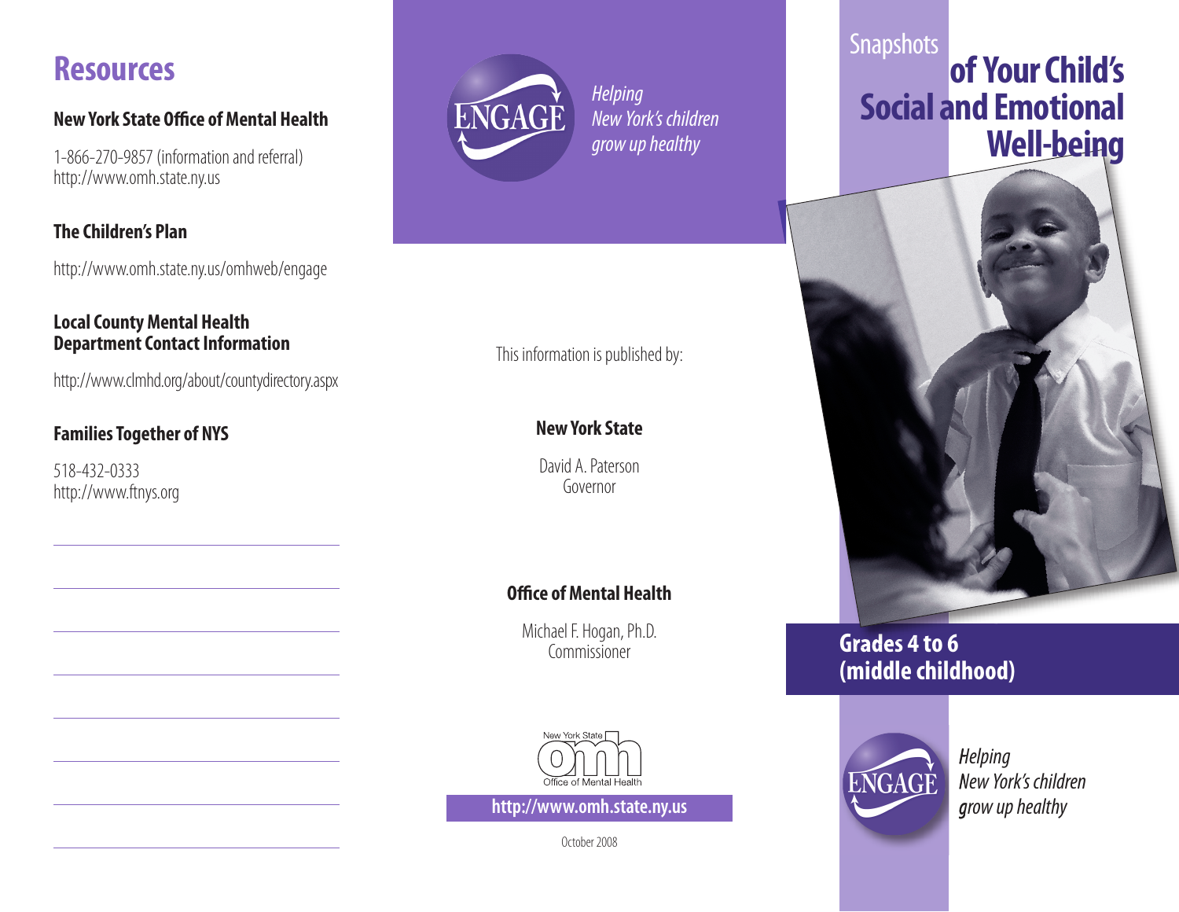## Resources

### New York State Office of Mental Health

1-866-270-9857 (information and referral)
http://www.omh.state.ny.us

### The Children's Plan

http://www.omh.state.ny.us/omhweb/engage

### Local County Mental Health Department Contact Information

http://www.clmhd.org/about/countydirectory.aspx

### Families Together of NYS

518-432-0333
http://www.ftnys.org

ENGAGE

*Helping New York's children grow up healthy*

This information is published by:

**New York State**

David A. Paterson
Governor

**Office of Mental Health**

Michael F. Hogan, Ph.D.
Commissioner

New York State Office of Mental Health

**http://www.omh.state.ny.us**

October 2008

# Snapshots of Your Child's Social and Emotional Well-being

## Grades 4 to 6 (middle childhood)

ENGAGE

*Helping New York's children grow up healthy*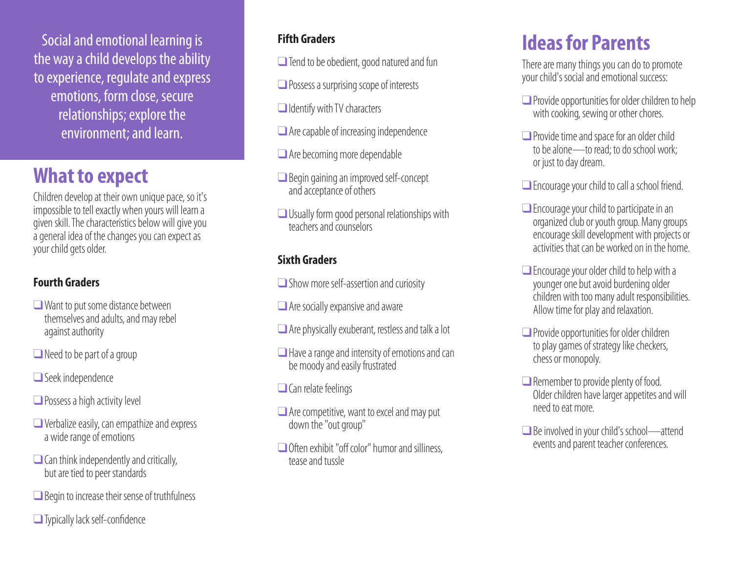Social and emotional learning is the way a child develops the ability to experience, regulate and express emotions, form close, secure relationships; explore the environment; and learn.

## What to expect

Children develop at their own unique pace, so it's impossible to tell exactly when yours will learn a given skill. The characteristics below will give you a general idea of the changes you can expect as your child gets older.

### Fourth Graders

- ❑ Want to put some distance between themselves and adults, and may rebel against authority
- ❑ Need to be part of a group
- ❑ Seek independence
- ❑ Possess a high activity level
- ❑ Verbalize easily, can empathize and express a wide range of emotions
- ❑ Can think independently and critically, but are tied to peer standards
- ❑ Begin to increase their sense of truthfulness
- ❑ Typically lack self-confidence

### Fifth Graders

- ❑ Tend to be obedient, good natured and fun
- ❑ Possess a surprising scope of interests
- ❑ Identify with TV characters
- ❑ Are capable of increasing independence
- ❑ Are becoming more dependable
- ❑ Begin gaining an improved self-concept and acceptance of others
- ❑ Usually form good personal relationships with teachers and counselors

### Sixth Graders

- ❑ Show more self-assertion and curiosity
- ❑ Are socially expansive and aware
- ❑ Are physically exuberant, restless and talk a lot
- ❑ Have a range and intensity of emotions and can be moody and easily frustrated
- ❑ Can relate feelings
- ❑ Are competitive, want to excel and may put down the "out group"
- ❑ Often exhibit "off color" humor and silliness, tease and tussle

## Ideas for Parents

There are many things you can do to promote your child's social and emotional success:

- ❑ Provide opportunities for older children to help with cooking, sewing or other chores.
- ❑ Provide time and space for an older child to be alone—to read; to do school work; or just to day dream.
- ❑ Encourage your child to call a school friend.
- ❑ Encourage your child to participate in an organized club or youth group. Many groups encourage skill development with projects or activities that can be worked on in the home.
- ❑ Encourage your older child to help with a younger one but avoid burdening older children with too many adult responsibilities. Allow time for play and relaxation.
- ❑ Provide opportunities for older children to play games of strategy like checkers, chess or monopoly.
- ❑ Remember to provide plenty of food. Older children have larger appetites and will need to eat more.
- ❑ Be involved in your child's school—attend events and parent teacher conferences.